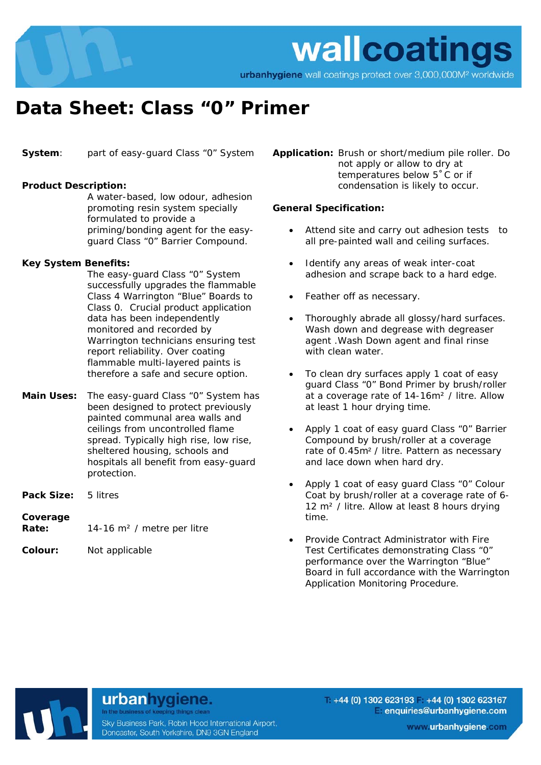# Data Sheet: Class "0" Primer

**System**: part of easy-guard Class "0" System

**Product Description:**
A water-based, low odour, adhesion promoting resin system specially formulated to provide a priming/bonding agent for the easy-guard Class "0" Barrier Compound.

**Key System Benefits:**
The easy-guard Class "0" System successfully upgrades the flammable Class 4 Warrington "Blue" Boards to Class 0. Crucial product application data has been independently monitored and recorded by Warrington technicians ensuring test report reliability. Over coating flammable multi-layered paints is therefore a safe and secure option.

**Main Uses:** The easy-guard Class "0" System has been designed to protect previously painted communal area walls and ceilings from uncontrolled flame spread. Typically high rise, low rise, sheltered housing, schools and hospitals all benefit from easy-guard protection.

**Pack Size:** 5 litres

**Coverage Rate:** 14-16 m² / metre per litre

**Colour:** Not applicable

**Application:** Brush or short/medium pile roller. Do not apply or allow to dry at temperatures below 5˚C or if condensation is likely to occur.

**General Specification:**

- Attend site and carry out adhesion tests to all pre-painted wall and ceiling surfaces.
- Identify any areas of weak inter-coat adhesion and scrape back to a hard edge.
- Feather off as necessary.
- Thoroughly abrade all glossy/hard surfaces. Wash down and degrease with degreaser agent .Wash Down agent and final rinse with clean water.
- To clean dry surfaces apply 1 coat of easy guard Class "0" Bond Primer by brush/roller at a coverage rate of 14-16m² / litre. Allow at least 1 hour drying time.
- Apply 1 coat of easy guard Class "0" Barrier Compound by brush/roller at a coverage rate of 0.45m² / litre. Pattern as necessary and lace down when hard dry.
- Apply 1 coat of easy guard Class "0" Colour Coat by brush/roller at a coverage rate of 6-12 m² / litre. Allow at least 8 hours drying time.
- Provide Contract Administrator with Fire Test Certificates demonstrating Class "0" performance over the Warrington "Blue" Board in full accordance with the Warrington Application Monitoring Procedure.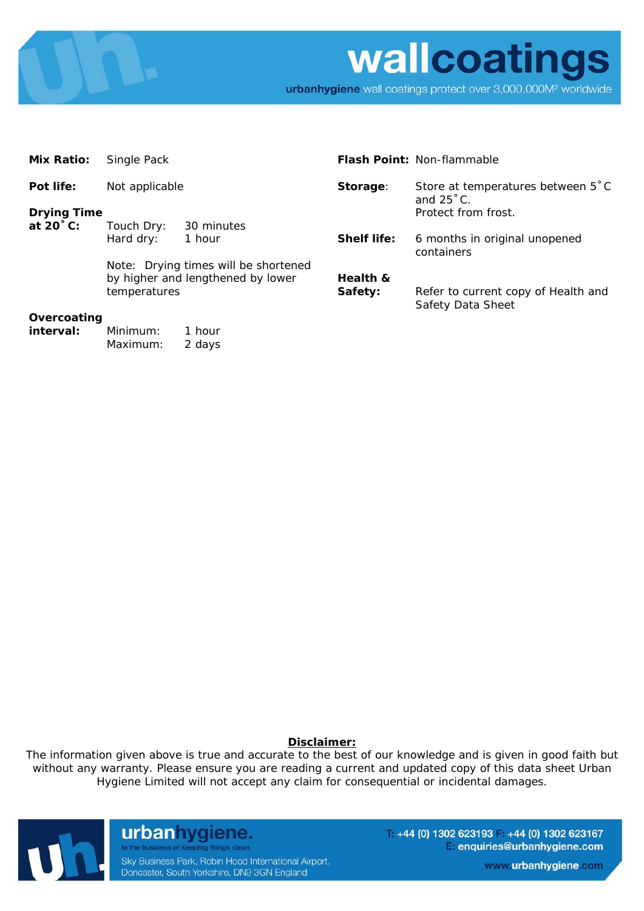**Mix Ratio:** Single Pack

**Pot life:** Not applicable

**Drying Time at 20˚C:**

Touch Dry: 30 minutes
Hard dry: 1 hour

Note: Drying times will be shortened by higher and lengthened by lower temperatures

**Overcoating interval:**

Minimum: 1 hour
Maximum: 2 days

**Flash Point:** Non-flammable

**Storage**: Store at temperatures between 5˚C and 25˚C.
Protect from frost.

**Shelf life:** 6 months in original unopened containers

**Health & Safety:** Refer to current copy of Health and Safety Data Sheet

**Disclaimer:**

The information given above is true and accurate to the best of our knowledge and is given in good faith but without any warranty. Please ensure you are reading a current and updated copy of this data sheet Urban Hygiene Limited will not accept any claim for consequential or incidental damages.